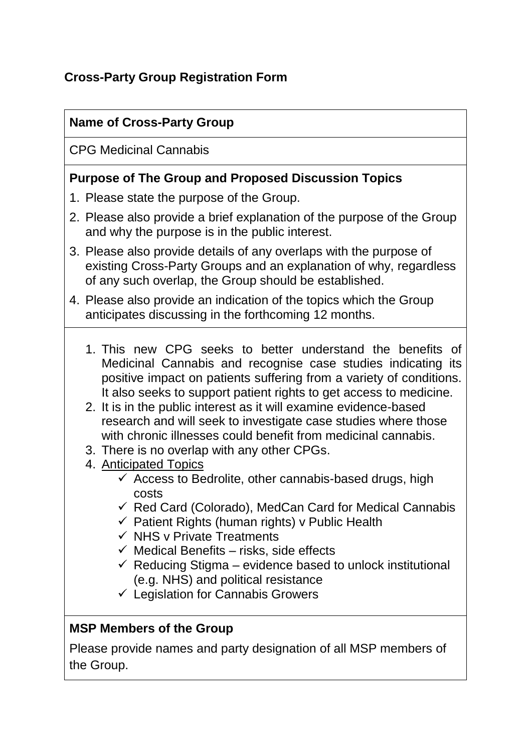# Cross-Party Group Registration Form

**Name of Cross-Party Group**

CPG Medicinal Cannabis

**Purpose of The Group and Proposed Discussion Topics**

1. Please state the purpose of the Group.
2. Please also provide a brief explanation of the purpose of the Group and why the purpose is in the public interest.
3. Please also provide details of any overlaps with the purpose of existing Cross-Party Groups and an explanation of why, regardless of any such overlap, the Group should be established.
4. Please also provide an indication of the topics which the Group anticipates discussing in the forthcoming 12 months.

1. This new CPG seeks to better understand the benefits of Medicinal Cannabis and recognise case studies indicating its positive impact on patients suffering from a variety of conditions. It also seeks to support patient rights to get access to medicine.
2. It is in the public interest as it will examine evidence-based research and will seek to investigate case studies where those with chronic illnesses could benefit from medicinal cannabis.
3. There is no overlap with any other CPGs.
4. Anticipated Topics
   - ✓ Access to Bedrolite, other cannabis-based drugs, high costs
   - ✓ Red Card (Colorado), MedCan Card for Medical Cannabis
   - ✓ Patient Rights (human rights) v Public Health
   - ✓ NHS v Private Treatments
   - ✓ Medical Benefits – risks, side effects
   - ✓ Reducing Stigma – evidence based to unlock institutional (e.g. NHS) and political resistance
   - ✓ Legislation for Cannabis Growers

**MSP Members of the Group**

Please provide names and party designation of all MSP members of the Group.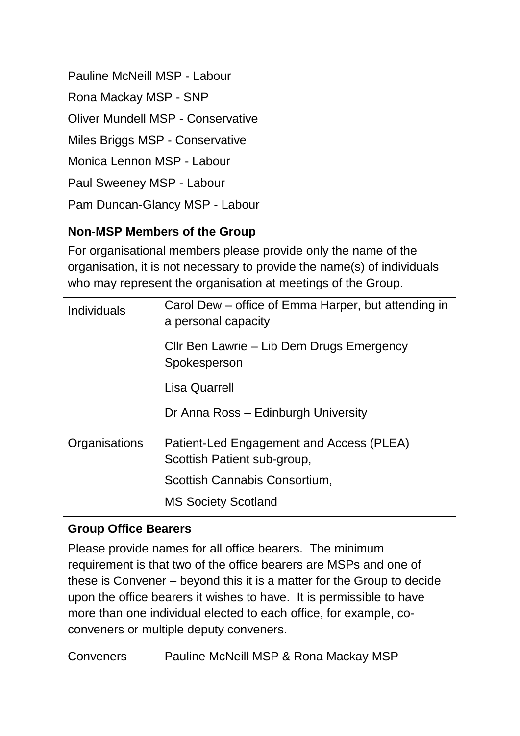Pauline McNeill MSP - Labour

Rona Mackay MSP - SNP

Oliver Mundell MSP - Conservative

Miles Briggs MSP - Conservative

Monica Lennon MSP - Labour

Paul Sweeney MSP - Labour

Pam Duncan-Glancy MSP - Labour

**Non-MSP Members of the Group**

For organisational members please provide only the name of the organisation, it is not necessary to provide the name(s) of individuals who may represent the organisation at meetings of the Group.

| | |
|---|---|
| Individuals | Carol Dew – office of Emma Harper, but attending in a personal capacity<br><br>Cllr Ben Lawrie – Lib Dem Drugs Emergency Spokesperson<br><br>Lisa Quarrell<br><br>Dr Anna Ross – Edinburgh University |
| Organisations | Patient-Led Engagement and Access (PLEA) Scottish Patient sub-group,<br><br>Scottish Cannabis Consortium,<br><br>MS Society Scotland |

**Group Office Bearers**

Please provide names for all office bearers. The minimum requirement is that two of the office bearers are MSPs and one of these is Convener – beyond this it is a matter for the Group to decide upon the office bearers it wishes to have. It is permissible to have more than one individual elected to each office, for example, co-conveners or multiple deputy conveners.

| | |
|---|---|
| Conveners | Pauline McNeill MSP & Rona Mackay MSP |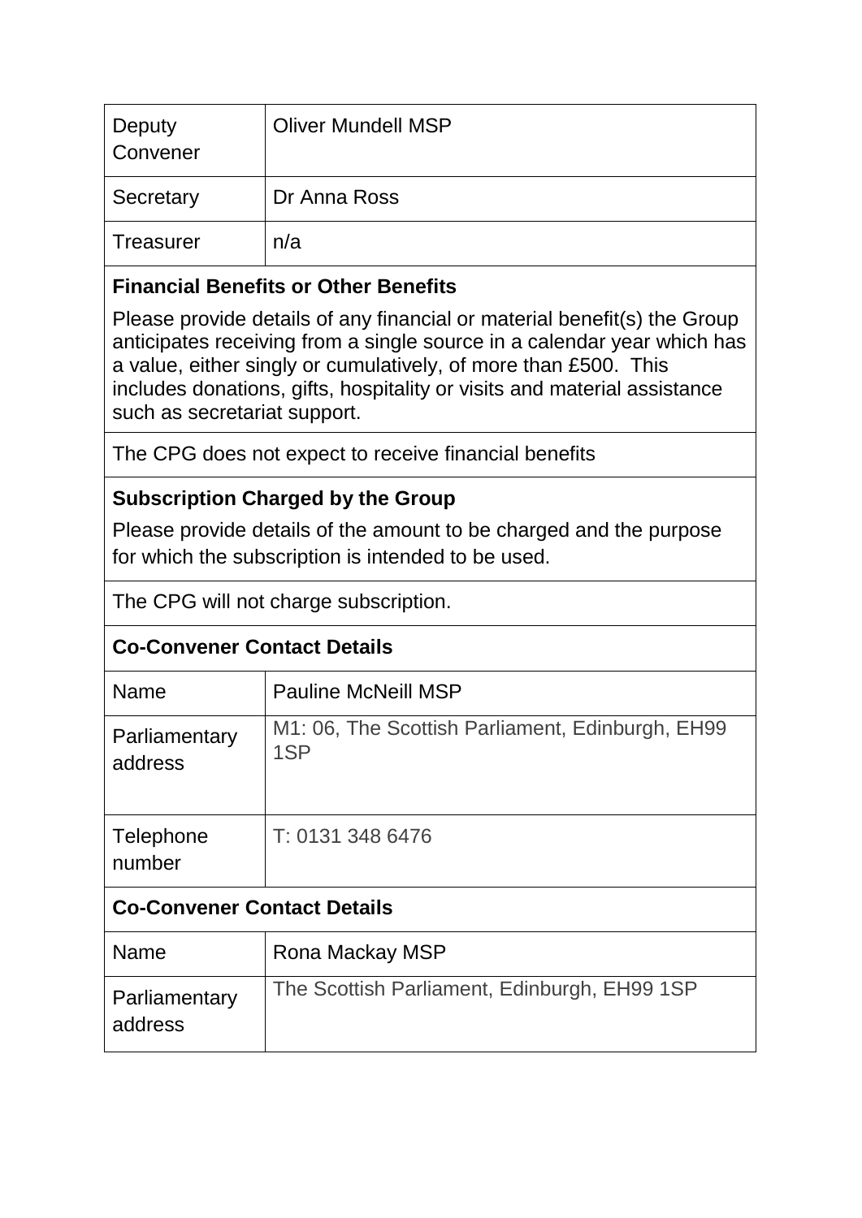| Deputy Convener | Oliver Mundell MSP |
|---|---|
| Secretary | Dr Anna Ross |
| Treasurer | n/a |

**Financial Benefits or Other Benefits**

Please provide details of any financial or material benefit(s) the Group anticipates receiving from a single source in a calendar year which has a value, either singly or cumulatively, of more than £500. This includes donations, gifts, hospitality or visits and material assistance such as secretariat support.

The CPG does not expect to receive financial benefits

**Subscription Charged by the Group**

Please provide details of the amount to be charged and the purpose for which the subscription is intended to be used.

The CPG will not charge subscription.

**Co-Convener Contact Details**

| Name | Pauline McNeill MSP |
|---|---|
| Parliamentary address | M1: 06, The Scottish Parliament, Edinburgh, EH99 1SP |
| Telephone number | T: 0131 348 6476 |

**Co-Convener Contact Details**

| Name | Rona Mackay MSP |
|---|---|
| Parliamentary address | The Scottish Parliament, Edinburgh, EH99 1SP |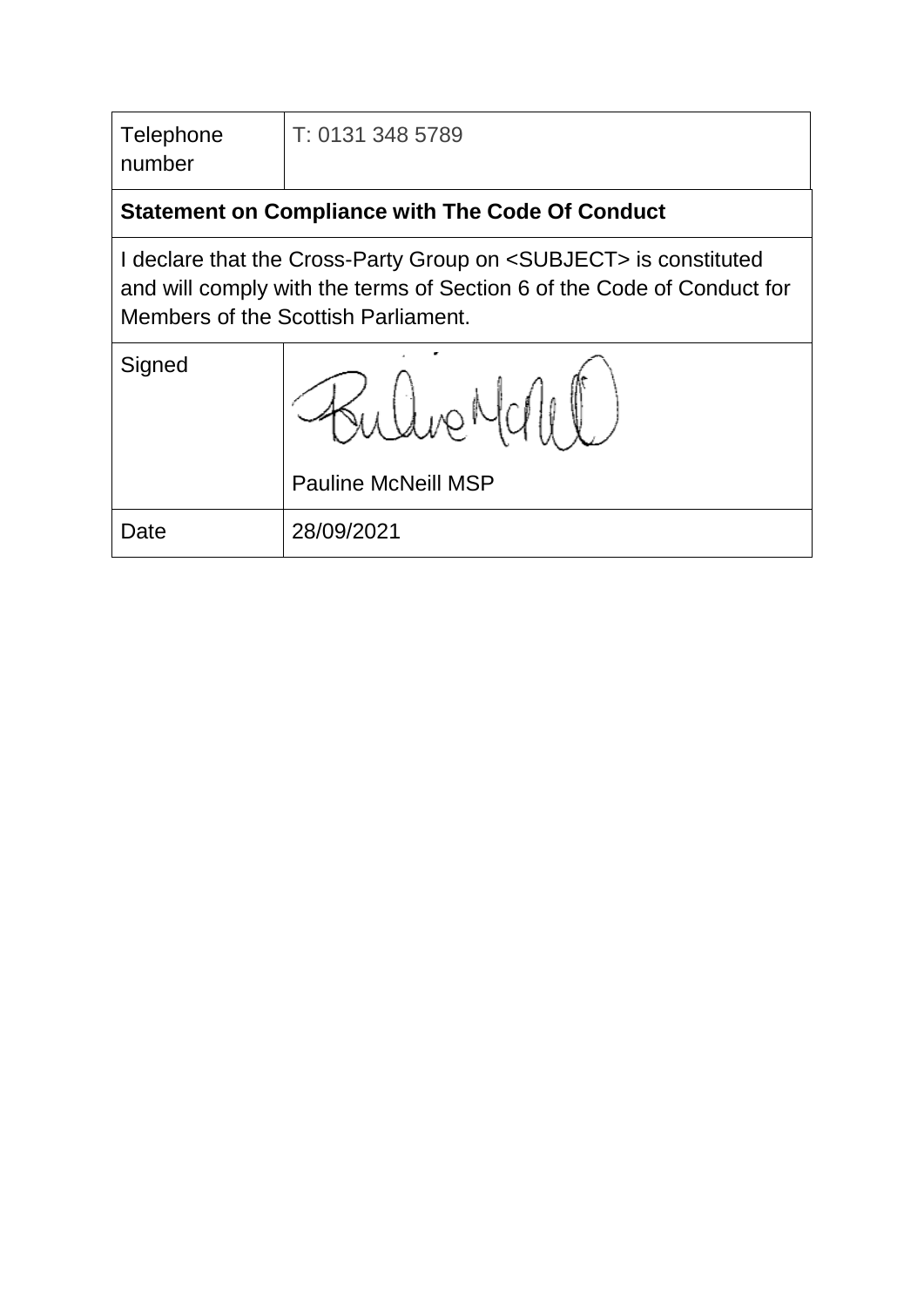| | |
|---|---|
| Telephone number | T: 0131 348 5789 |
| **Statement on Compliance with The Code Of Conduct** | |
| I declare that the Cross-Party Group on <SUBJECT> is constituted and will comply with the terms of Section 6 of the Code of Conduct for Members of the Scottish Parliament. | |
| Signed | Pauline McNeill MSP |
| Date | 28/09/2021 |